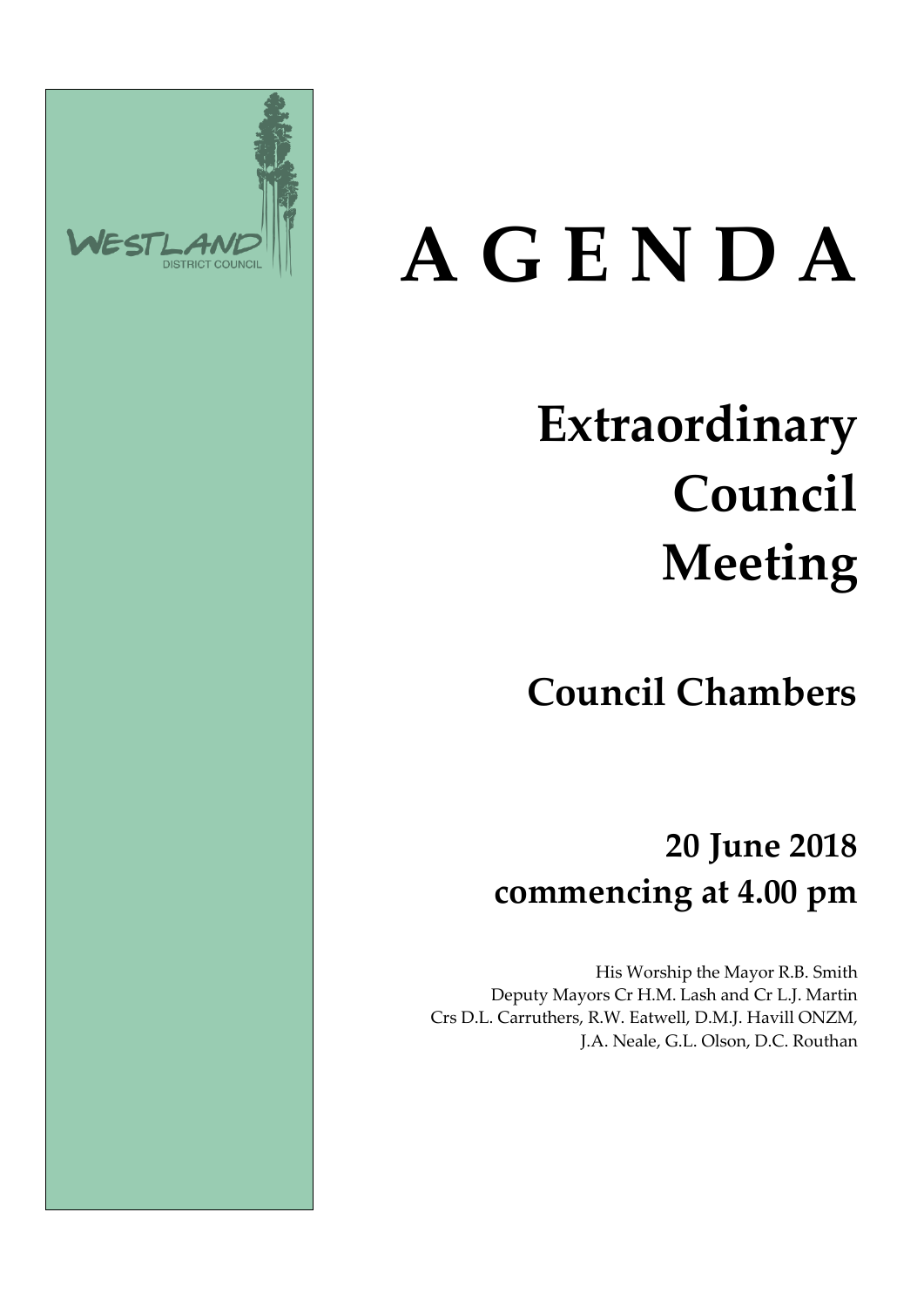WESTLAND
DISTRICT COUNCIL

# A G E N D A

## Extraordinary Council Meeting

## Council Chambers

## 20 June 2018 commencing at 4.00 pm

His Worship the Mayor R.B. Smith
Deputy Mayors Cr H.M. Lash and Cr L.J. Martin
Crs D.L. Carruthers, R.W. Eatwell, D.M.J. Havill ONZM, J.A. Neale, G.L. Olson, D.C. Routhan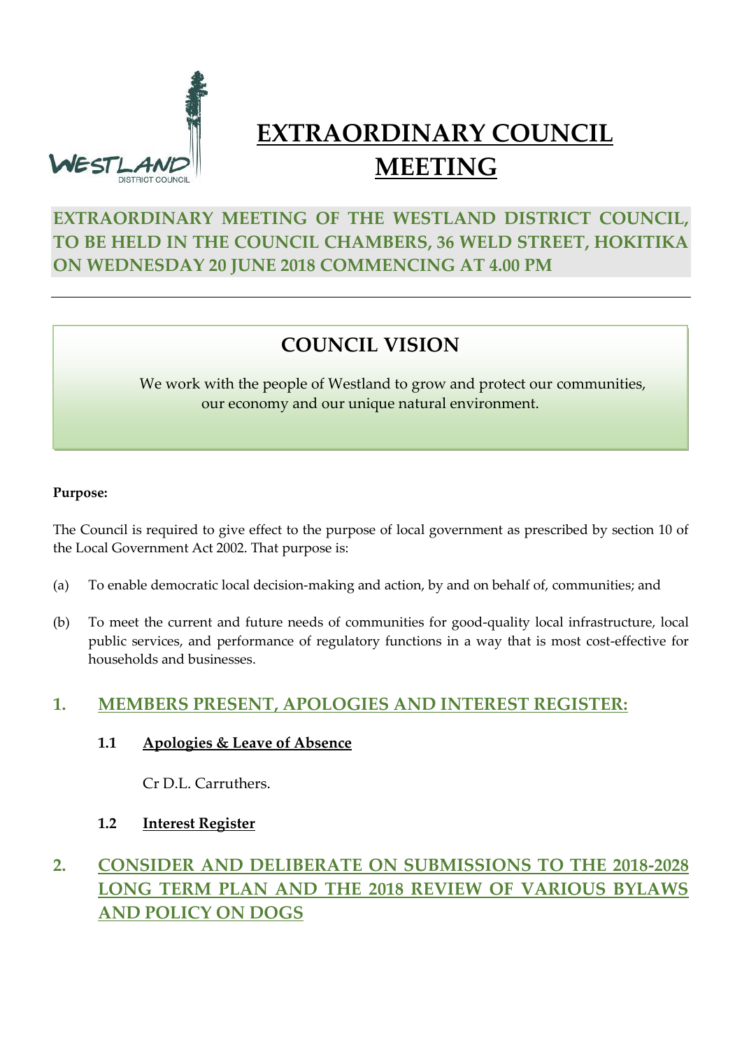# EXTRAORDINARY COUNCIL MEETING

**EXTRAORDINARY MEETING OF THE WESTLAND DISTRICT COUNCIL, TO BE HELD IN THE COUNCIL CHAMBERS, 36 WELD STREET, HOKITIKA ON WEDNESDAY 20 JUNE 2018 COMMENCING AT 4.00 PM**

---

## COUNCIL VISION

We work with the people of Westland to grow and protect our communities, our economy and our unique natural environment.

**Purpose:**

The Council is required to give effect to the purpose of local government as prescribed by section 10 of the Local Government Act 2002. That purpose is:

(a) To enable democratic local decision-making and action, by and on behalf of, communities; and

(b) To meet the current and future needs of communities for good-quality local infrastructure, local public services, and performance of regulatory functions in a way that is most cost-effective for households and businesses.

## 1. MEMBERS PRESENT, APOLOGIES AND INTEREST REGISTER:

### 1.1 Apologies & Leave of Absence

Cr D.L. Carruthers.

### 1.2 Interest Register

## 2. CONSIDER AND DELIBERATE ON SUBMISSIONS TO THE 2018-2028 LONG TERM PLAN AND THE 2018 REVIEW OF VARIOUS BYLAWS AND POLICY ON DOGS